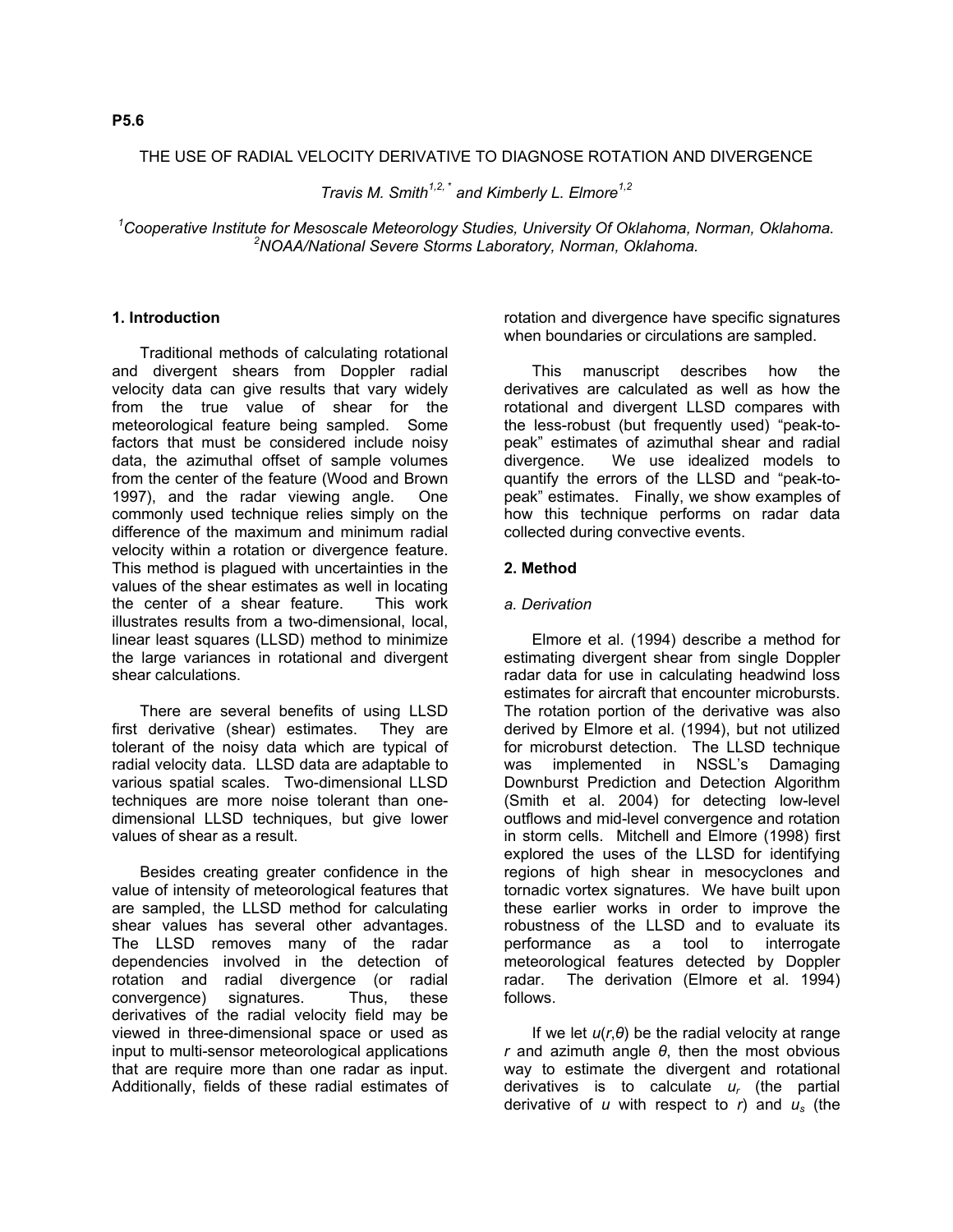P5.6

# THE USE OF RADIAL VELOCITY DERIVATIVE TO DIAGNOSE ROTATION AND DIVERGENCE

*Travis M. Smith[1,2,*] and Kimberly L. Elmore[1,2]*

[1]*Cooperative Institute for Mesoscale Meteorology Studies, University Of Oklahoma, Norman, Oklahoma.*
[2]*NOAA/National Severe Storms Laboratory, Norman, Oklahoma.*

## 1. Introduction

Traditional methods of calculating rotational and divergent shears from Doppler radial velocity data can give results that vary widely from the true value of shear for the meteorological feature being sampled. Some factors that must be considered include noisy data, the azimuthal offset of sample volumes from the center of the feature (Wood and Brown 1997), and the radar viewing angle. One commonly used technique relies simply on the difference of the maximum and minimum radial velocity within a rotation or divergence feature. This method is plagued with uncertainties in the values of the shear estimates as well in locating the center of a shear feature. This work illustrates results from a two-dimensional, local, linear least squares (LLSD) method to minimize the large variances in rotational and divergent shear calculations.

There are several benefits of using LLSD first derivative (shear) estimates. They are tolerant of the noisy data which are typical of radial velocity data. LLSD data are adaptable to various spatial scales. Two-dimensional LLSD techniques are more noise tolerant than one-dimensional LLSD techniques, but give lower values of shear as a result.

Besides creating greater confidence in the value of intensity of meteorological features that are sampled, the LLSD method for calculating shear values has several other advantages. The LLSD removes many of the radar dependencies involved in the detection of rotation and radial divergence (or radial convergence) signatures. Thus, these derivatives of the radial velocity field may be viewed in three-dimensional space or used as input to multi-sensor meteorological applications that are require more than one radar as input. Additionally, fields of these radial estimates of rotation and divergence have specific signatures when boundaries or circulations are sampled.

This manuscript describes how the derivatives are calculated as well as how the rotational and divergent LLSD compares with the less-robust (but frequently used) "peak-to-peak" estimates of azimuthal shear and radial divergence. We use idealized models to quantify the errors of the LLSD and "peak-to-peak" estimates. Finally, we show examples of how this technique performs on radar data collected during convective events.

## 2. Method

### *a. Derivation*

Elmore et al. (1994) describe a method for estimating divergent shear from single Doppler radar data for use in calculating headwind loss estimates for aircraft that encounter microbursts. The rotation portion of the derivative was also derived by Elmore et al. (1994), but not utilized for microburst detection. The LLSD technique was implemented in NSSL's Damaging Downburst Prediction and Detection Algorithm (Smith et al. 2004) for detecting low-level outflows and mid-level convergence and rotation in storm cells. Mitchell and Elmore (1998) first explored the uses of the LLSD for identifying regions of high shear in mesocyclones and tornadic vortex signatures. We have built upon these earlier works in order to improve the robustness of the LLSD and to evaluate its performance as a tool to interrogate meteorological features detected by Doppler radar. The derivation (Elmore et al. 1994) follows.

If we let $u(r,\theta)$ be the radial velocity at range $r$ and azimuth angle $\theta$, then the most obvious way to estimate the divergent and rotational derivatives is to calculate $u_r$ (the partial derivative of $u$ with respect to $r$) and $u_s$ (the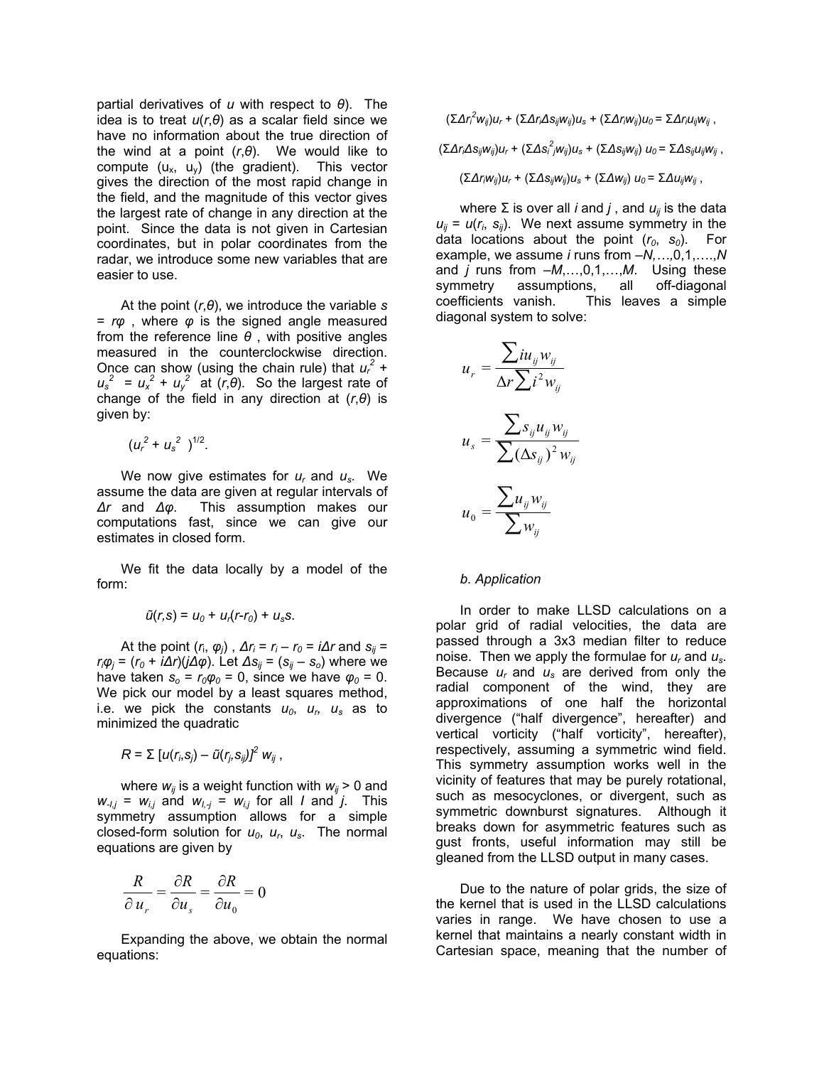partial derivatives of $u$ with respect to $\theta$). The idea is to treat $u(r,\theta)$ as a scalar field since we have no information about the true direction of the wind at a point $(r,\theta)$. We would like to compute $(u_x, u_y)$ (the gradient). This vector gives the direction of the most rapid change in the field, and the magnitude of this vector gives the largest rate of change in any direction at the point. Since the data is not given in Cartesian coordinates, but in polar coordinates from the radar, we introduce some new variables that are easier to use.

At the point $(r,\theta)$, we introduce the variable $s = r\varphi$ , where $\varphi$ is the signed angle measured from the reference line $\theta$ , with positive angles measured in the counterclockwise direction. Once can show (using the chain rule) that $u_r^2 + u_s^2 = u_x^2 + u_y^2$ at $(r,\theta)$. So the largest rate of change of the field in any direction at $(r,\theta)$ is given by:

$$(u_r^2 + u_s^2)^{1/2}.$$

We now give estimates for $u_r$ and $u_s$. We assume the data are given at regular intervals of $\Delta r$ and $\Delta\varphi$. This assumption makes our computations fast, since we can give our estimates in closed form.

We fit the data locally by a model of the form:

$$\tilde{u}(r,s) = u_0 + u_r(r-r_0) + u_s s.$$

At the point $(r_i, \varphi_j)$ , $\Delta r_i = r_i - r_0 = i\Delta r$ and $s_{ij} = r_i\varphi_j = (r_0 + i\Delta r)(j\Delta\varphi)$. Let $\Delta s_{ij} = (s_{ij} - s_o)$ where we have taken $s_o = r_0\varphi_0 = 0$, since we have $\varphi_0 = 0$. We pick our model by a least squares method, i.e. we pick the constants $u_0$, $u_r$, $u_s$ as to minimized the quadratic

$$R = \Sigma\,[u(r_i,s_j) - \tilde{u}(r_j,s_{ij})]^2\, w_{ij}\ ,$$

where $w_{ij}$ is a weight function with $w_{ij} > 0$ and $w_{-I,j} = w_{i,j}$ and $w_{I,-j} = w_{i,j}$ for all $I$ and $j$. This symmetry assumption allows for a simple closed-form solution for $u_0$, $u_r$, $u_s$. The normal equations are given by

$$\frac{R}{\partial u_r} = \frac{\partial R}{\partial u_s} = \frac{\partial R}{\partial u_0} = 0$$

Expanding the above, we obtain the normal equations:

$$(\Sigma\Delta r_i^2 w_{ij})u_r + (\Sigma\Delta r_i\Delta s_{ij}w_{ij})u_s + (\Sigma\Delta r_i w_{ij})u_0 = \Sigma\Delta r_i u_{ij}w_{ij}\ ,$$

$$(\Sigma\Delta r_i\Delta s_{ij}w_{ij})u_r + (\Sigma\Delta s_{ij}^2 w_{ij})u_s + (\Sigma\Delta s_{ij}w_{ij})\,u_0 = \Sigma\Delta s_{ij}u_{ij}w_{ij}\ ,$$

$$(\Sigma\Delta r_i w_{ij})u_r + (\Sigma\Delta s_{ij}w_{ij})u_s + (\Sigma\Delta w_{ij})\,u_0 = \Sigma\Delta u_{ij}w_{ij}\ ,$$

where $\Sigma$ is over all $i$ and $j$ , and $u_{ij}$ is the data $u_{ij} = u(r_i, s_{ij})$. We next assume symmetry in the data locations about the point $(r_0, s_0)$. For example, we assume $i$ runs from $-N,\ldots,0,1,\ldots,N$ and $j$ runs from $-M,\ldots,0,1,\ldots,M$. Using these symmetry assumptions, all off-diagonal coefficients vanish. This leaves a simple diagonal system to solve:

$$u_r = \frac{\sum i u_{ij} w_{ij}}{\Delta r \sum i^2 w_{ij}}$$

$$u_s = \frac{\sum s_{ij} u_{ij} w_{ij}}{\sum (\Delta s_{ij})^2 w_{ij}}$$

$$u_0 = \frac{\sum u_{ij} w_{ij}}{\sum w_{ij}}$$

*b. Application*

In order to make LLSD calculations on a polar grid of radial velocities, the data are passed through a 3x3 median filter to reduce noise. Then we apply the formulae for $u_r$ and $u_s$. Because $u_r$ and $u_s$ are derived from only the radial component of the wind, they are approximations of one half the horizontal divergence ("half divergence", hereafter) and vertical vorticity ("half vorticity", hereafter), respectively, assuming a symmetric wind field. This symmetry assumption works well in the vicinity of features that may be purely rotational, such as mesocyclones, or divergent, such as symmetric downburst signatures. Although it breaks down for asymmetric features such as gust fronts, useful information may still be gleaned from the LLSD output in many cases.

Due to the nature of polar grids, the size of the kernel that is used in the LLSD calculations varies in range. We have chosen to use a kernel that maintains a nearly constant width in Cartesian space, meaning that the number of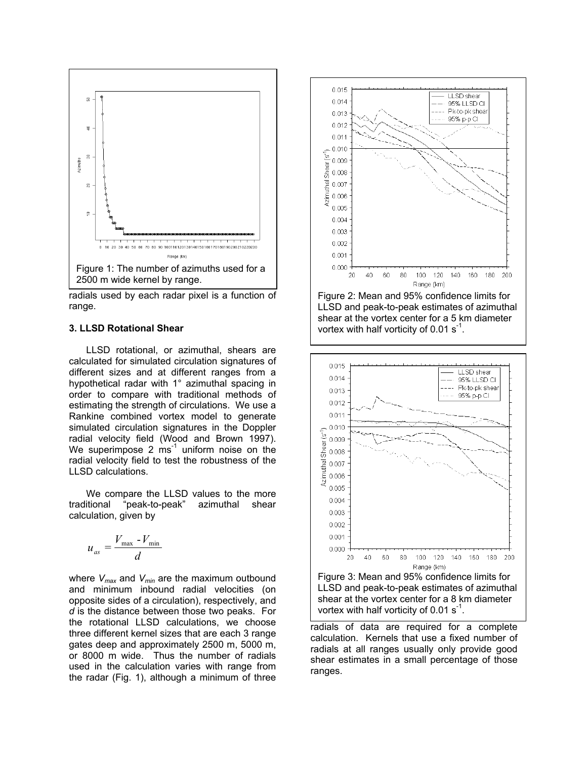Figure 1: The number of azimuths used for a 2500 m wide kernel by range.

radials used by each radar pixel is a function of range.

### 3. LLSD Rotational Shear

LLSD rotational, or azimuthal, shears are calculated for simulated circulation signatures of different sizes and at different ranges from a hypothetical radar with 1° azimuthal spacing in order to compare with traditional methods of estimating the strength of circulations. We use a Rankine combined vortex model to generate simulated circulation signatures in the Doppler radial velocity field (Wood and Brown 1997). We superimpose 2 $ms^{-1}$ uniform noise on the radial velocity field to test the robustness of the LLSD calculations.

We compare the LLSD values to the more traditional "peak-to-peak" azimuthal shear calculation, given by

$$u_{as} = \frac{V_{\max} - V_{\min}}{d}$$

where $V_{max}$ and $V_{min}$ are the maximum outbound and minimum inbound radial velocities (on opposite sides of a circulation), respectively, and $d$ is the distance between those two peaks. For the rotational LLSD calculations, we choose three different kernel sizes that are each 3 range gates deep and approximately 2500 m, 5000 m, or 8000 m wide. Thus the number of radials used in the calculation varies with range from the radar (Fig. 1), although a minimum of three radials of data are required for a complete calculation. Kernels that use a fixed number of radials at all ranges usually only provide good shear estimates in a small percentage of those ranges.

Figure 2: Mean and 95% confidence limits for LLSD and peak-to-peak estimates of azimuthal shear at the vortex center for a 5 km diameter vortex with half vorticity of 0.01 $s^{-1}$.

Figure 3: Mean and 95% confidence limits for LLSD and peak-to-peak estimates of azimuthal shear at the vortex center for a 8 km diameter vortex with half vorticity of 0.01 $s^{-1}$.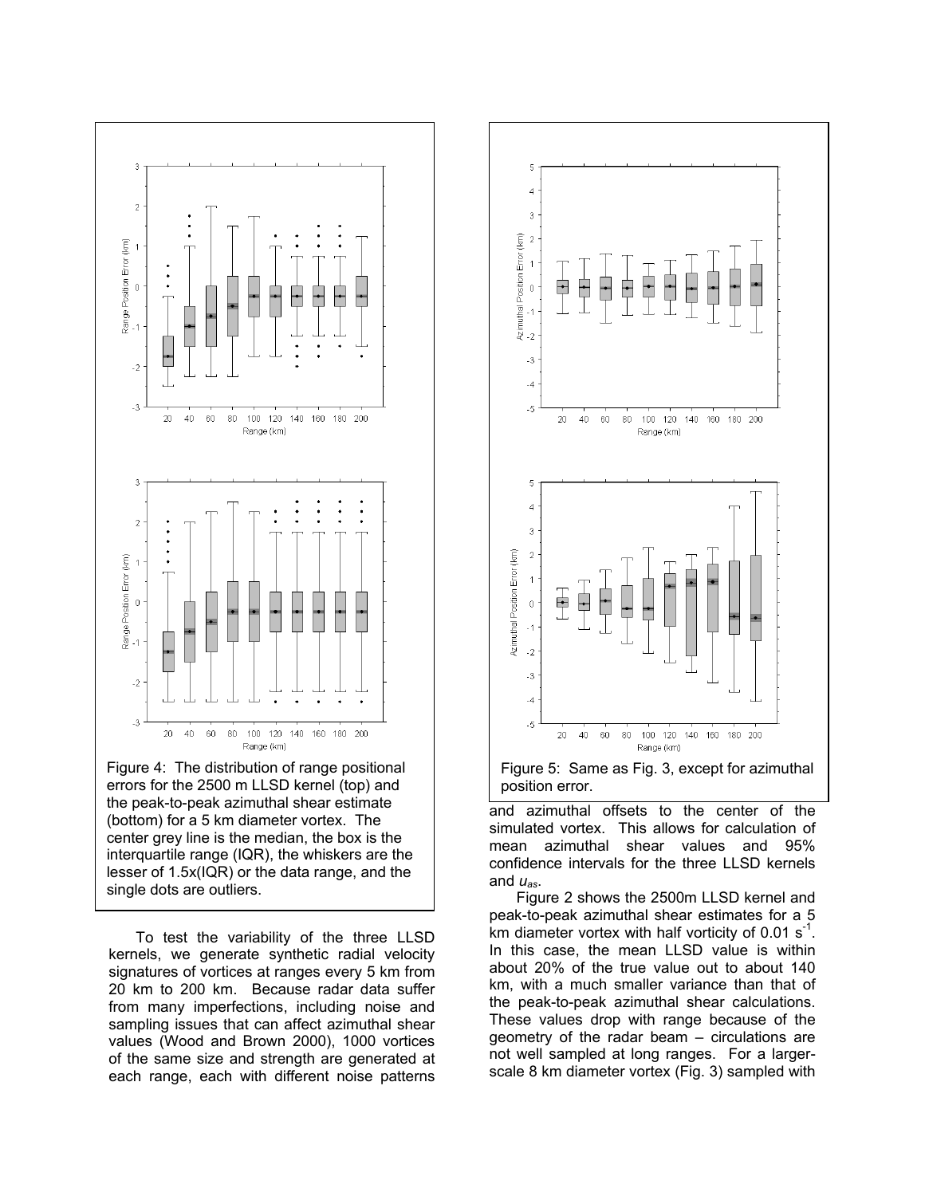Figure 4: The distribution of range positional errors for the 2500 m LLSD kernel (top) and the peak-to-peak azimuthal shear estimate (bottom) for a 5 km diameter vortex. The center grey line is the median, the box is the interquartile range (IQR), the whiskers are the lesser of 1.5x(IQR) or the data range, and the single dots are outliers.

Figure 5: Same as Fig. 3, except for azimuthal position error.

To test the variability of the three LLSD kernels, we generate synthetic radial velocity signatures of vortices at ranges every 5 km from 20 km to 200 km. Because radar data suffer from many imperfections, including noise and sampling issues that can affect azimuthal shear values (Wood and Brown 2000), 1000 vortices of the same size and strength are generated at each range, each with different noise patterns and azimuthal offsets to the center of the simulated vortex. This allows for calculation of mean azimuthal shear values and 95% confidence intervals for the three LLSD kernels and $u_{as}$.

Figure 2 shows the 2500m LLSD kernel and peak-to-peak azimuthal shear estimates for a 5 km diameter vortex with half vorticity of 0.01 $s^{-1}$. In this case, the mean LLSD value is within about 20% of the true value out to about 140 km, with a much smaller variance than that of the peak-to-peak azimuthal shear calculations. These values drop with range because of the geometry of the radar beam – circulations are not well sampled at long ranges. For a larger-scale 8 km diameter vortex (Fig. 3) sampled with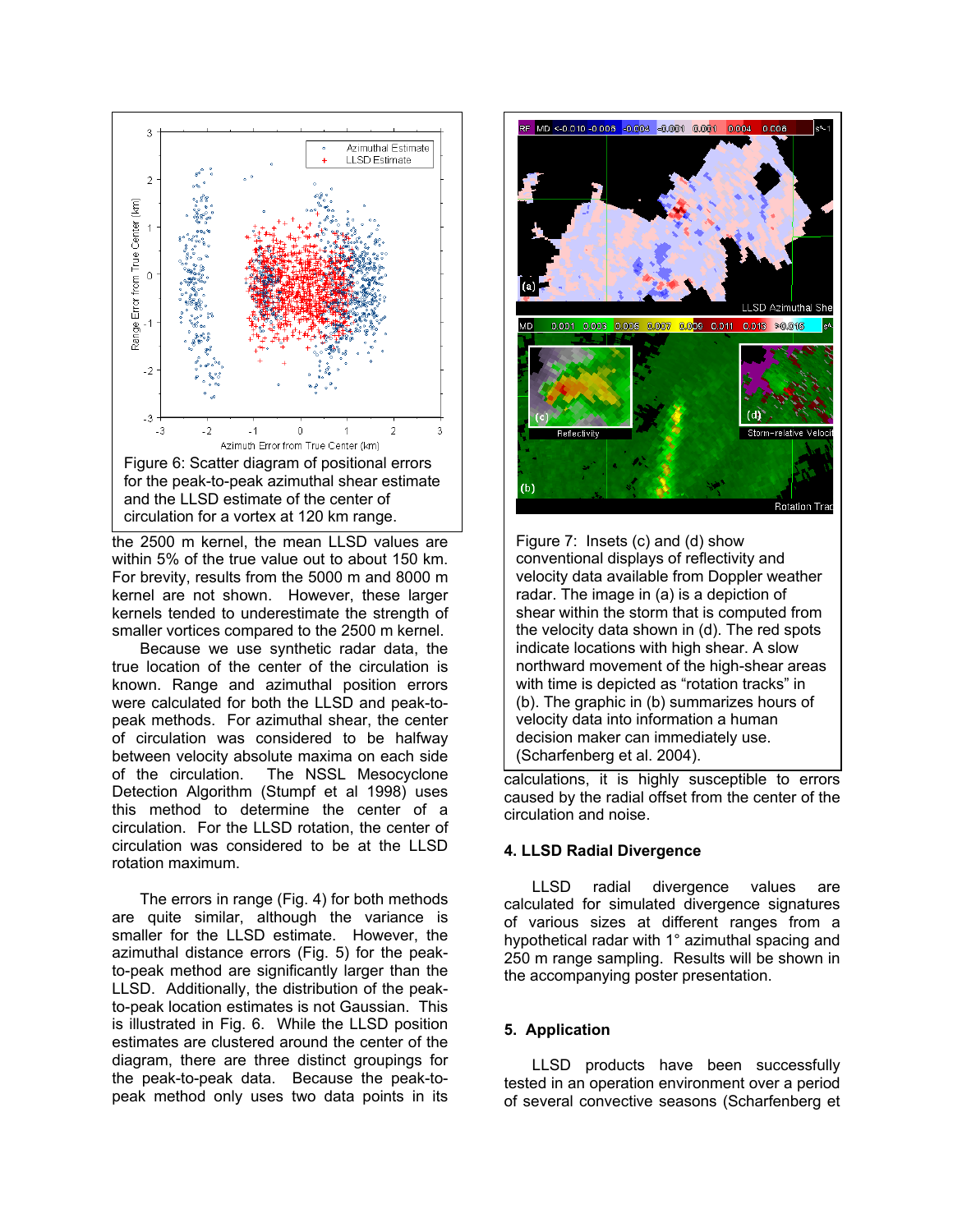Figure 6: Scatter diagram of positional errors for the peak-to-peak azimuthal shear estimate and the LLSD estimate of the center of circulation for a vortex at 120 km range.

the 2500 m kernel, the mean LLSD values are within 5% of the true value out to about 150 km. For brevity, results from the 5000 m and 8000 m kernel are not shown. However, these larger kernels tended to underestimate the strength of smaller vortices compared to the 2500 m kernel.

Because we use synthetic radar data, the true location of the center of the circulation is known. Range and azimuthal position errors were calculated for both the LLSD and peak-to-peak methods. For azimuthal shear, the center of circulation was considered to be halfway between velocity absolute maxima on each side of the circulation. The NSSL Mesocyclone Detection Algorithm (Stumpf et al 1998) uses this method to determine the center of a circulation. For the LLSD rotation, the center of circulation was considered to be at the LLSD rotation maximum.

The errors in range (Fig. 4) for both methods are quite similar, although the variance is smaller for the LLSD estimate. However, the azimuthal distance errors (Fig. 5) for the peak-to-peak method are significantly larger than the LLSD. Additionally, the distribution of the peak-to-peak location estimates is not Gaussian. This is illustrated in Fig. 6. While the LLSD position estimates are clustered around the center of the diagram, there are three distinct groupings for the peak-to-peak data. Because the peak-to-peak method only uses two data points in its calculations, it is highly susceptible to errors caused by the radial offset from the center of the circulation and noise.

Figure 7: Insets (c) and (d) show conventional displays of reflectivity and velocity data available from Doppler weather radar. The image in (a) is a depiction of shear within the storm that is computed from the velocity data shown in (d). The red spots indicate locations with high shear. A slow northward movement of the high-shear areas with time is depicted as "rotation tracks" in (b). The graphic in (b) summarizes hours of velocity data into information a human decision maker can immediately use. (Scharfenberg et al. 2004).

## 4. LLSD Radial Divergence

LLSD radial divergence values are calculated for simulated divergence signatures of various sizes at different ranges from a hypothetical radar with 1° azimuthal spacing and 250 m range sampling. Results will be shown in the accompanying poster presentation.

## 5. Application

LLSD products have been successfully tested in an operation environment over a period of several convective seasons (Scharfenberg et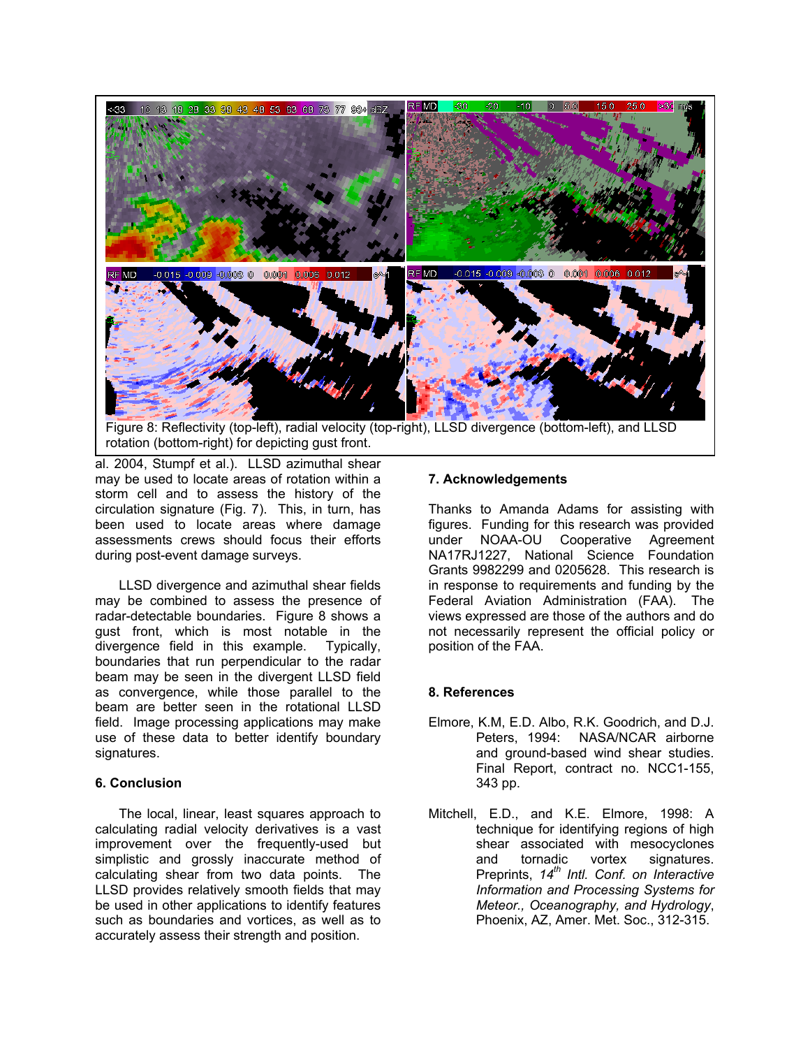Figure 8: Reflectivity (top-left), radial velocity (top-right), LLSD divergence (bottom-left), and LLSD rotation (bottom-right) for depicting gust front.

al. 2004, Stumpf et al.). LLSD azimuthal shear may be used to locate areas of rotation within a storm cell and to assess the history of the circulation signature (Fig. 7). This, in turn, has been used to locate areas where damage assessments crews should focus their efforts during post-event damage surveys.

LLSD divergence and azimuthal shear fields may be combined to assess the presence of radar-detectable boundaries. Figure 8 shows a gust front, which is most notable in the divergence field in this example. Typically, boundaries that run perpendicular to the radar beam may be seen in the divergent LLSD field as convergence, while those parallel to the beam are better seen in the rotational LLSD field. Image processing applications may make use of these data to better identify boundary signatures.

## 6. Conclusion

The local, linear, least squares approach to calculating radial velocity derivatives is a vast improvement over the frequently-used but simplistic and grossly inaccurate method of calculating shear from two data points. The LLSD provides relatively smooth fields that may be used in other applications to identify features such as boundaries and vortices, as well as to accurately assess their strength and position.

## 7. Acknowledgements

Thanks to Amanda Adams for assisting with figures. Funding for this research was provided under NOAA-OU Cooperative Agreement NA17RJ1227, National Science Foundation Grants 9982299 and 0205628. This research is in response to requirements and funding by the Federal Aviation Administration (FAA). The views expressed are those of the authors and do not necessarily represent the official policy or position of the FAA.

## 8. References

Elmore, K.M, E.D. Albo, R.K. Goodrich, and D.J. Peters, 1994: NASA/NCAR airborne and ground-based wind shear studies. Final Report, contract no. NCC1-155, 343 pp.

Mitchell, E.D., and K.E. Elmore, 1998: A technique for identifying regions of high shear associated with mesocyclones and tornadic vortex signatures. Preprints, *14th Intl. Conf. on Interactive Information and Processing Systems for Meteor., Oceanography, and Hydrology*, Phoenix, AZ, Amer. Met. Soc., 312-315.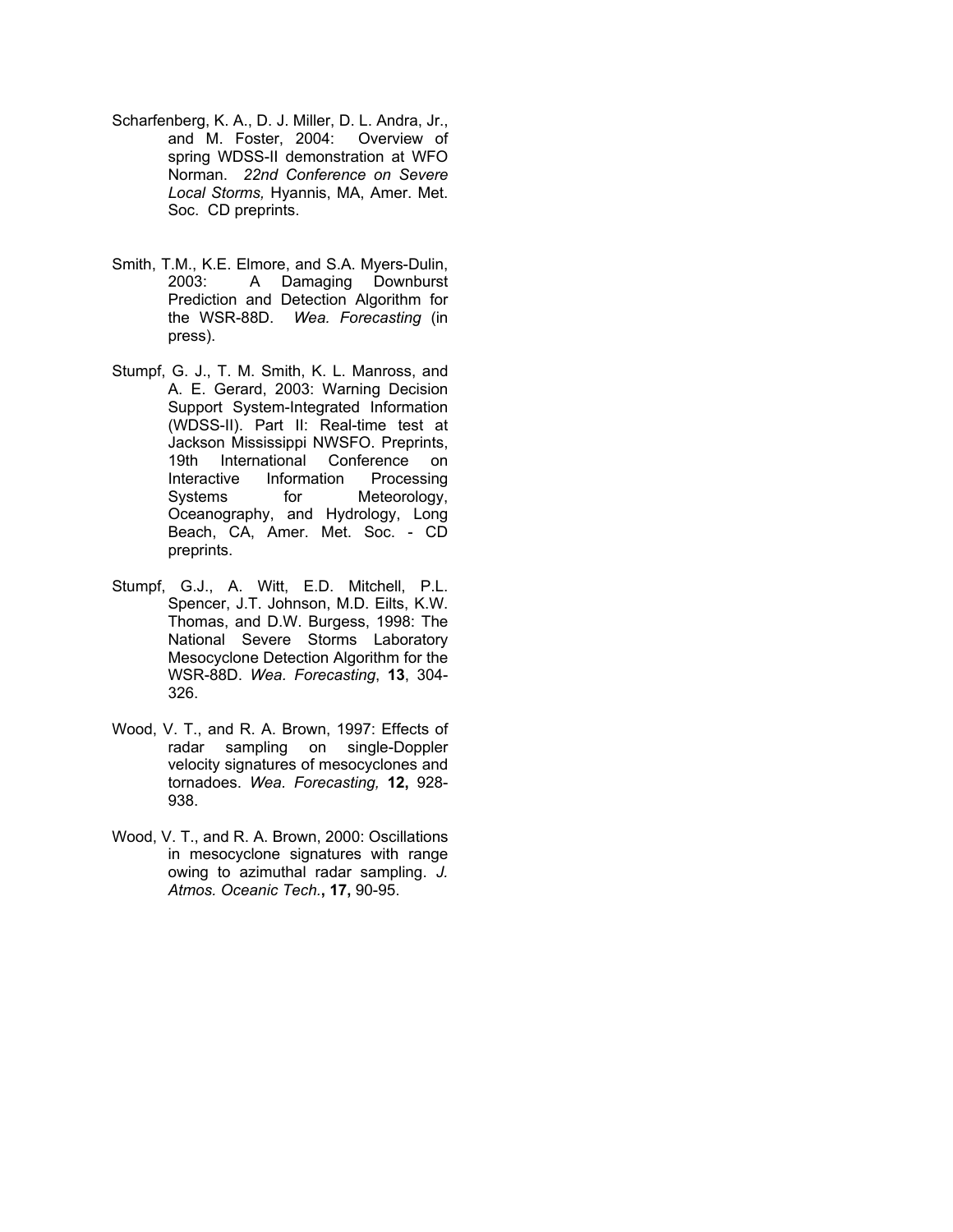Scharfenberg, K. A., D. J. Miller, D. L. Andra, Jr., and M. Foster, 2004: Overview of spring WDSS-II demonstration at WFO Norman. *22nd Conference on Severe Local Storms,* Hyannis, MA, Amer. Met. Soc. CD preprints.

Smith, T.M., K.E. Elmore, and S.A. Myers-Dulin, 2003: A Damaging Downburst Prediction and Detection Algorithm for the WSR-88D. *Wea. Forecasting* (in press).

Stumpf, G. J., T. M. Smith, K. L. Manross, and A. E. Gerard, 2003: Warning Decision Support System-Integrated Information (WDSS-II). Part II: Real-time test at Jackson Mississippi NWSFO. Preprints, 19th International Conference on Interactive Information Processing Systems for Meteorology, Oceanography, and Hydrology, Long Beach, CA, Amer. Met. Soc. - CD preprints.

Stumpf, G.J., A. Witt, E.D. Mitchell, P.L. Spencer, J.T. Johnson, M.D. Eilts, K.W. Thomas, and D.W. Burgess, 1998: The National Severe Storms Laboratory Mesocyclone Detection Algorithm for the WSR-88D. *Wea. Forecasting*, **13**, 304-326.

Wood, V. T., and R. A. Brown, 1997: Effects of radar sampling on single-Doppler velocity signatures of mesocyclones and tornadoes. *Wea. Forecasting,* **12,** 928-938.

Wood, V. T., and R. A. Brown, 2000: Oscillations in mesocyclone signatures with range owing to azimuthal radar sampling. *J. Atmos. Oceanic Tech.***, 17,** 90-95.